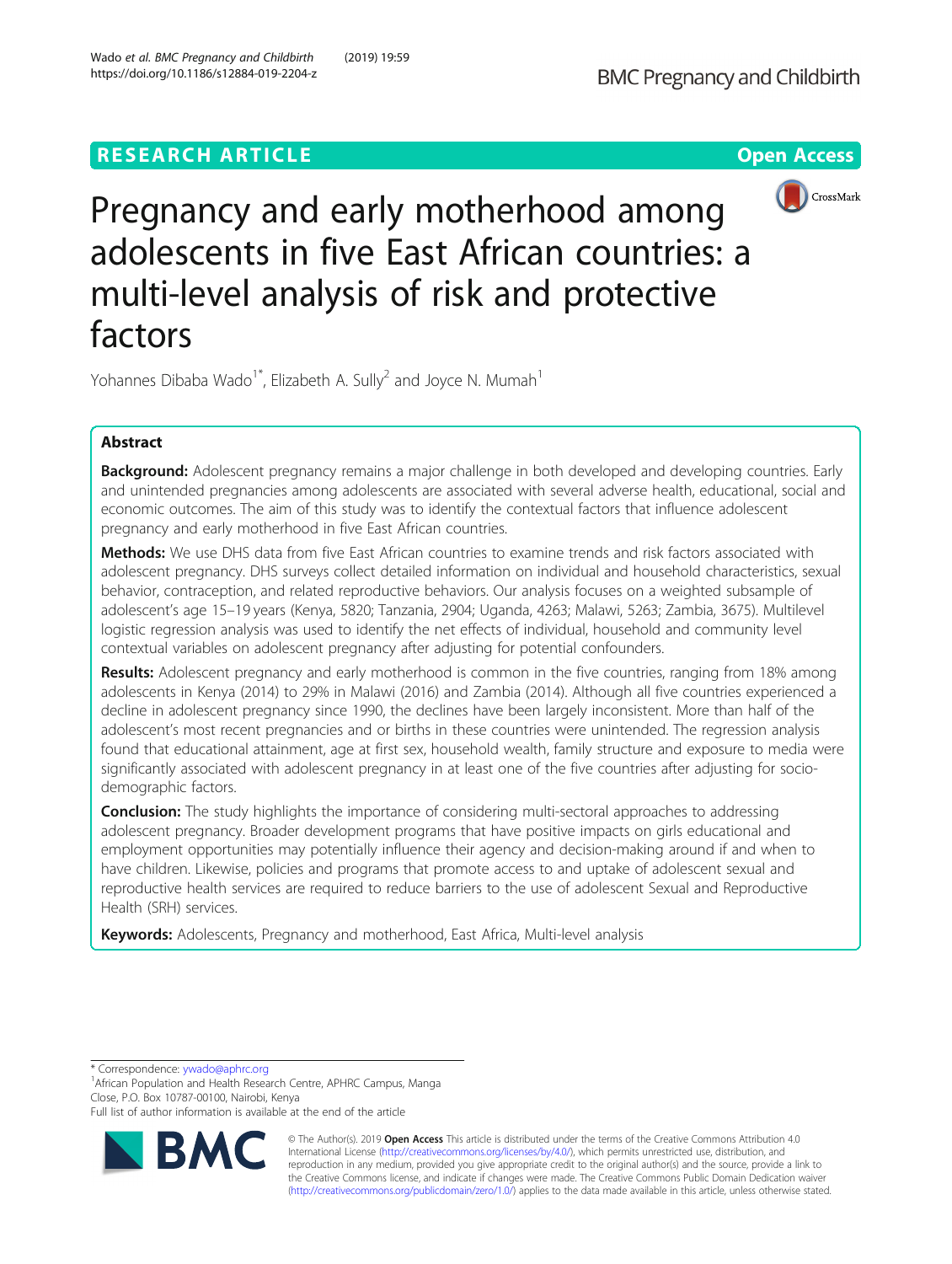RESEARCH ARTICLE

Open Access

# Pregnancy and early motherhood among adolescents in five East African countries: a multi-level analysis of risk and protective factors

Yohannes Dibaba Wado[1*], Elizabeth A. Sully[2] and Joyce N. Mumah[1]

## Abstract

**Background:** Adolescent pregnancy remains a major challenge in both developed and developing countries. Early and unintended pregnancies among adolescents are associated with several adverse health, educational, social and economic outcomes. The aim of this study was to identify the contextual factors that influence adolescent pregnancy and early motherhood in five East African countries.

**Methods:** We use DHS data from five East African countries to examine trends and risk factors associated with adolescent pregnancy. DHS surveys collect detailed information on individual and household characteristics, sexual behavior, contraception, and related reproductive behaviors. Our analysis focuses on a weighted subsample of adolescent's age 15–19 years (Kenya, 5820; Tanzania, 2904; Uganda, 4263; Malawi, 5263; Zambia, 3675). Multilevel logistic regression analysis was used to identify the net effects of individual, household and community level contextual variables on adolescent pregnancy after adjusting for potential confounders.

**Results:** Adolescent pregnancy and early motherhood is common in the five countries, ranging from 18% among adolescents in Kenya (2014) to 29% in Malawi (2016) and Zambia (2014). Although all five countries experienced a decline in adolescent pregnancy since 1990, the declines have been largely inconsistent. More than half of the adolescent's most recent pregnancies and or births in these countries were unintended. The regression analysis found that educational attainment, age at first sex, household wealth, family structure and exposure to media were significantly associated with adolescent pregnancy in at least one of the five countries after adjusting for socio-demographic factors.

**Conclusion:** The study highlights the importance of considering multi-sectoral approaches to addressing adolescent pregnancy. Broader development programs that have positive impacts on girls educational and employment opportunities may potentially influence their agency and decision-making around if and when to have children. Likewise, policies and programs that promote access to and uptake of adolescent sexual and reproductive health services are required to reduce barriers to the use of adolescent Sexual and Reproductive Health (SRH) services.

**Keywords:** Adolescents, Pregnancy and motherhood, East Africa, Multi-level analysis

* Correspondence: ywado@aphrc.org
[1]African Population and Health Research Centre, APHRC Campus, Manga Close, P.O. Box 10787-00100, Nairobi, Kenya
Full list of author information is available at the end of the article

© The Author(s). 2019 **Open Access** This article is distributed under the terms of the Creative Commons Attribution 4.0 International License (http://creativecommons.org/licenses/by/4.0/), which permits unrestricted use, distribution, and reproduction in any medium, provided you give appropriate credit to the original author(s) and the source, provide a link to the Creative Commons license, and indicate if changes were made. The Creative Commons Public Domain Dedication waiver (http://creativecommons.org/publicdomain/zero/1.0/) applies to the data made available in this article, unless otherwise stated.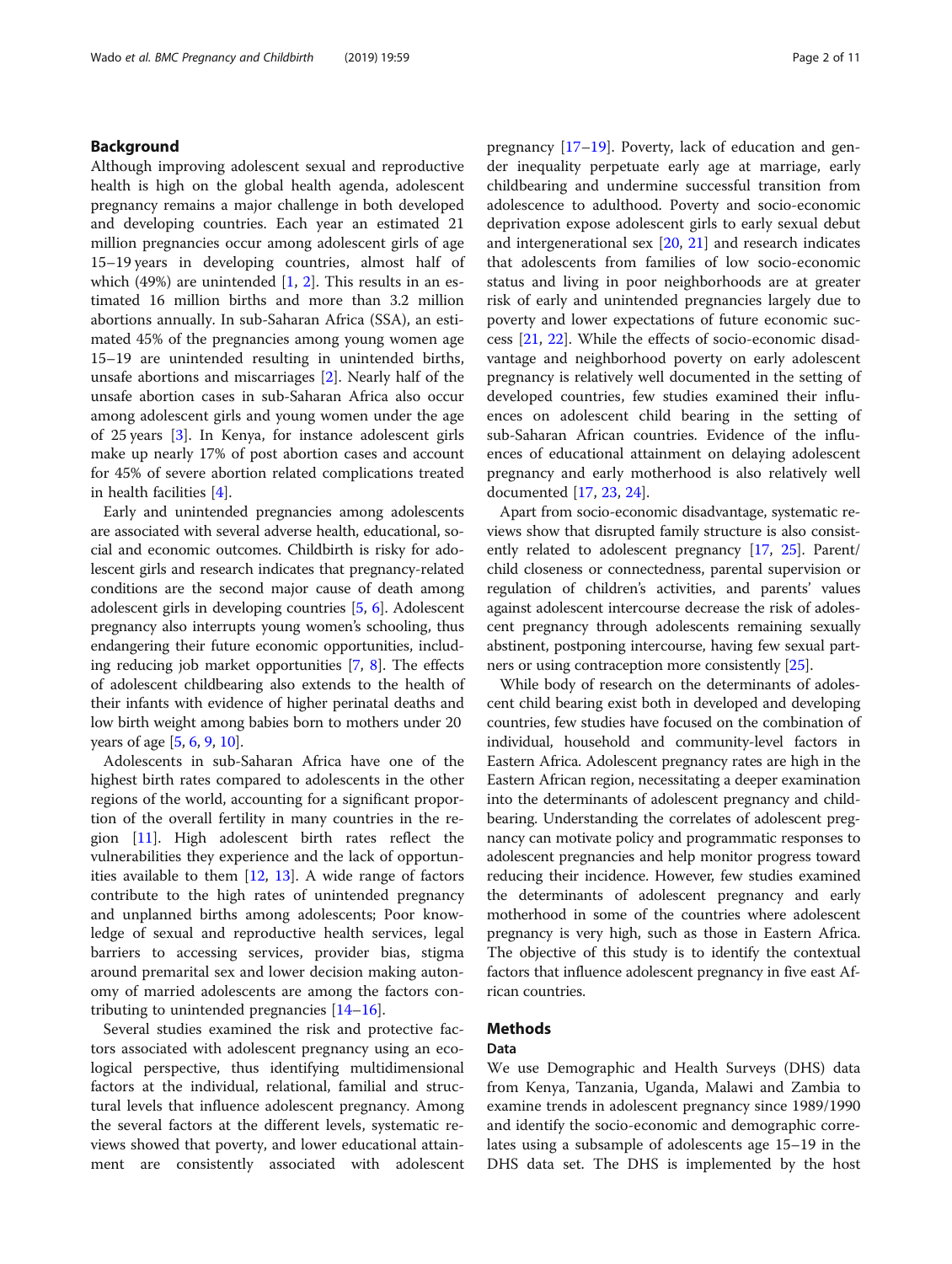## Background

Although improving adolescent sexual and reproductive health is high on the global health agenda, adolescent pregnancy remains a major challenge in both developed and developing countries. Each year an estimated 21 million pregnancies occur among adolescent girls of age 15–19 years in developing countries, almost half of which (49%) are unintended [1, 2]. This results in an estimated 16 million births and more than 3.2 million abortions annually. In sub-Saharan Africa (SSA), an estimated 45% of the pregnancies among young women age 15–19 are unintended resulting in unintended births, unsafe abortions and miscarriages [2]. Nearly half of the unsafe abortion cases in sub-Saharan Africa also occur among adolescent girls and young women under the age of 25 years [3]. In Kenya, for instance adolescent girls make up nearly 17% of post abortion cases and account for 45% of severe abortion related complications treated in health facilities [4].

Early and unintended pregnancies among adolescents are associated with several adverse health, educational, social and economic outcomes. Childbirth is risky for adolescent girls and research indicates that pregnancy-related conditions are the second major cause of death among adolescent girls in developing countries [5, 6]. Adolescent pregnancy also interrupts young women's schooling, thus endangering their future economic opportunities, including reducing job market opportunities [7, 8]. The effects of adolescent childbearing also extends to the health of their infants with evidence of higher perinatal deaths and low birth weight among babies born to mothers under 20 years of age [5, 6, 9, 10].

Adolescents in sub-Saharan Africa have one of the highest birth rates compared to adolescents in the other regions of the world, accounting for a significant proportion of the overall fertility in many countries in the region [11]. High adolescent birth rates reflect the vulnerabilities they experience and the lack of opportunities available to them [12, 13]. A wide range of factors contribute to the high rates of unintended pregnancy and unplanned births among adolescents; Poor knowledge of sexual and reproductive health services, legal barriers to accessing services, provider bias, stigma around premarital sex and lower decision making autonomy of married adolescents are among the factors contributing to unintended pregnancies [14–16].

Several studies examined the risk and protective factors associated with adolescent pregnancy using an ecological perspective, thus identifying multidimensional factors at the individual, relational, familial and structural levels that influence adolescent pregnancy. Among the several factors at the different levels, systematic reviews showed that poverty, and lower educational attainment are consistently associated with adolescent pregnancy [17–19]. Poverty, lack of education and gender inequality perpetuate early age at marriage, early childbearing and undermine successful transition from adolescence to adulthood. Poverty and socio-economic deprivation expose adolescent girls to early sexual debut and intergenerational sex [20, 21] and research indicates that adolescents from families of low socio-economic status and living in poor neighborhoods are at greater risk of early and unintended pregnancies largely due to poverty and lower expectations of future economic success [21, 22]. While the effects of socio-economic disadvantage and neighborhood poverty on early adolescent pregnancy is relatively well documented in the setting of developed countries, few studies examined their influences on adolescent child bearing in the setting of sub-Saharan African countries. Evidence of the influences of educational attainment on delaying adolescent pregnancy and early motherhood is also relatively well documented [17, 23, 24].

Apart from socio-economic disadvantage, systematic reviews show that disrupted family structure is also consistently related to adolescent pregnancy [17, 25]. Parent/child closeness or connectedness, parental supervision or regulation of children's activities, and parents' values against adolescent intercourse decrease the risk of adolescent pregnancy through adolescents remaining sexually abstinent, postponing intercourse, having few sexual partners or using contraception more consistently [25].

While body of research on the determinants of adolescent child bearing exist both in developed and developing countries, few studies have focused on the combination of individual, household and community-level factors in Eastern Africa. Adolescent pregnancy rates are high in the Eastern African region, necessitating a deeper examination into the determinants of adolescent pregnancy and childbearing. Understanding the correlates of adolescent pregnancy can motivate policy and programmatic responses to adolescent pregnancies and help monitor progress toward reducing their incidence. However, few studies examined the determinants of adolescent pregnancy and early motherhood in some of the countries where adolescent pregnancy is very high, such as those in Eastern Africa. The objective of this study is to identify the contextual factors that influence adolescent pregnancy in five east African countries.

## Methods

### Data

We use Demographic and Health Surveys (DHS) data from Kenya, Tanzania, Uganda, Malawi and Zambia to examine trends in adolescent pregnancy since 1989/1990 and identify the socio-economic and demographic correlates using a subsample of adolescents age 15–19 in the DHS data set. The DHS is implemented by the host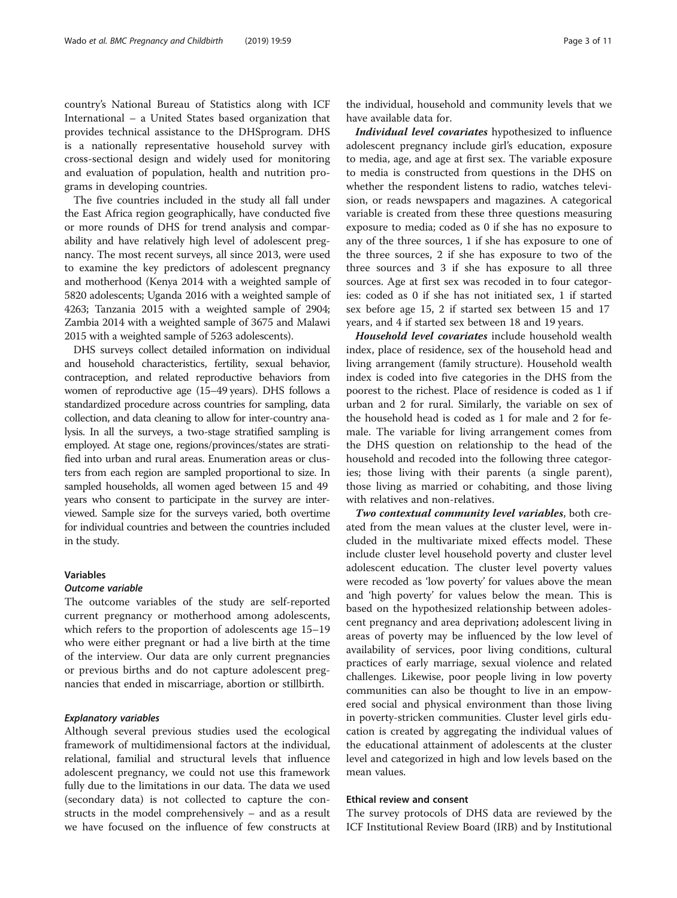country's National Bureau of Statistics along with ICF International – a United States based organization that provides technical assistance to the DHSprogram. DHS is a nationally representative household survey with cross-sectional design and widely used for monitoring and evaluation of population, health and nutrition programs in developing countries.

The five countries included in the study all fall under the East Africa region geographically, have conducted five or more rounds of DHS for trend analysis and comparability and have relatively high level of adolescent pregnancy. The most recent surveys, all since 2013, were used to examine the key predictors of adolescent pregnancy and motherhood (Kenya 2014 with a weighted sample of 5820 adolescents; Uganda 2016 with a weighted sample of 4263; Tanzania 2015 with a weighted sample of 2904; Zambia 2014 with a weighted sample of 3675 and Malawi 2015 with a weighted sample of 5263 adolescents).

DHS surveys collect detailed information on individual and household characteristics, fertility, sexual behavior, contraception, and related reproductive behaviors from women of reproductive age (15–49 years). DHS follows a standardized procedure across countries for sampling, data collection, and data cleaning to allow for inter-country analysis. In all the surveys, a two-stage stratified sampling is employed. At stage one, regions/provinces/states are stratified into urban and rural areas. Enumeration areas or clusters from each region are sampled proportional to size. In sampled households, all women aged between 15 and 49 years who consent to participate in the survey are interviewed. Sample size for the surveys varied, both overtime for individual countries and between the countries included in the study.

## Variables

### Outcome variable

The outcome variables of the study are self-reported current pregnancy or motherhood among adolescents, which refers to the proportion of adolescents age 15–19 who were either pregnant or had a live birth at the time of the interview. Our data are only current pregnancies or previous births and do not capture adolescent pregnancies that ended in miscarriage, abortion or stillbirth.

### Explanatory variables

Although several previous studies used the ecological framework of multidimensional factors at the individual, relational, familial and structural levels that influence adolescent pregnancy, we could not use this framework fully due to the limitations in our data. The data we used (secondary data) is not collected to capture the constructs in the model comprehensively – and as a result we have focused on the influence of few constructs at the individual, household and community levels that we have available data for.

***Individual level covariates*** hypothesized to influence adolescent pregnancy include girl's education, exposure to media, age, and age at first sex. The variable exposure to media is constructed from questions in the DHS on whether the respondent listens to radio, watches television, or reads newspapers and magazines. A categorical variable is created from these three questions measuring exposure to media; coded as 0 if she has no exposure to any of the three sources, 1 if she has exposure to one of the three sources, 2 if she has exposure to two of the three sources and 3 if she has exposure to all three sources. Age at first sex was recoded in to four categories: coded as 0 if she has not initiated sex, 1 if started sex before age 15, 2 if started sex between 15 and 17 years, and 4 if started sex between 18 and 19 years.

***Household level covariates*** include household wealth index, place of residence, sex of the household head and living arrangement (family structure). Household wealth index is coded into five categories in the DHS from the poorest to the richest. Place of residence is coded as 1 if urban and 2 for rural. Similarly, the variable on sex of the household head is coded as 1 for male and 2 for female. The variable for living arrangement comes from the DHS question on relationship to the head of the household and recoded into the following three categories; those living with their parents (a single parent), those living as married or cohabiting, and those living with relatives and non-relatives.

***Two contextual community level variables***, both created from the mean values at the cluster level, were included in the multivariate mixed effects model. These include cluster level household poverty and cluster level adolescent education. The cluster level poverty values were recoded as 'low poverty' for values above the mean and 'high poverty' for values below the mean. This is based on the hypothesized relationship between adolescent pregnancy and area deprivation**;** adolescent living in areas of poverty may be influenced by the low level of availability of services, poor living conditions, cultural practices of early marriage, sexual violence and related challenges. Likewise, poor people living in low poverty communities can also be thought to live in an empowered social and physical environment than those living in poverty-stricken communities. Cluster level girls education is created by aggregating the individual values of the educational attainment of adolescents at the cluster level and categorized in high and low levels based on the mean values.

## Ethical review and consent

The survey protocols of DHS data are reviewed by the ICF Institutional Review Board (IRB) and by Institutional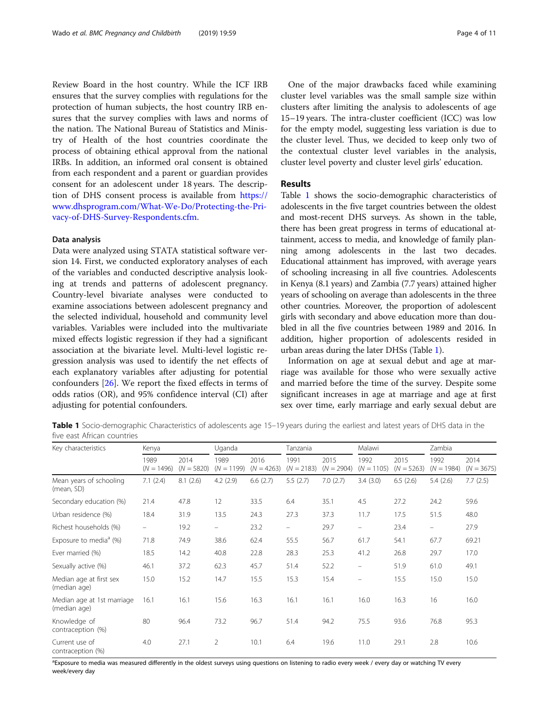Review Board in the host country. While the ICF IRB ensures that the survey complies with regulations for the protection of human subjects, the host country IRB ensures that the survey complies with laws and norms of the nation. The National Bureau of Statistics and Ministry of Health of the host countries coordinate the process of obtaining ethical approval from the national IRBs. In addition, an informed oral consent is obtained from each respondent and a parent or guardian provides consent for an adolescent under 18 years. The description of DHS consent process is available from https://www.dhsprogram.com/What-We-Do/Protecting-the-Privacy-of-DHS-Survey-Respondents.cfm.

### Data analysis

Data were analyzed using STATA statistical software version 14. First, we conducted exploratory analyses of each of the variables and conducted descriptive analysis looking at trends and patterns of adolescent pregnancy. Country-level bivariate analyses were conducted to examine associations between adolescent pregnancy and the selected individual, household and community level variables. Variables were included into the multivariate mixed effects logistic regression if they had a significant association at the bivariate level. Multi-level logistic regression analysis was used to identify the net effects of each explanatory variables after adjusting for potential confounders [26]. We report the fixed effects in terms of odds ratios (OR), and 95% confidence interval (CI) after adjusting for potential confounders.

One of the major drawbacks faced while examining cluster level variables was the small sample size within clusters after limiting the analysis to adolescents of age 15–19 years. The intra-cluster coefficient (ICC) was low for the empty model, suggesting less variation is due to the cluster level. Thus, we decided to keep only two of the contextual cluster level variables in the analysis, cluster level poverty and cluster level girls' education.

## Results

Table 1 shows the socio-demographic characteristics of adolescents in the five target countries between the oldest and most-recent DHS surveys. As shown in the table, there has been great progress in terms of educational attainment, access to media, and knowledge of family planning among adolescents in the last two decades. Educational attainment has improved, with average years of schooling increasing in all five countries. Adolescents in Kenya (8.1 years) and Zambia (7.7 years) attained higher years of schooling on average than adolescents in the three other countries. Moreover, the proportion of adolescent girls with secondary and above education more than doubled in all the five countries between 1989 and 2016. In addition, higher proportion of adolescents resided in urban areas during the later DHSs (Table 1).

Information on age at sexual debut and age at marriage was available for those who were sexually active and married before the time of the survey. Despite some significant increases in age at marriage and age at first sex over time, early marriage and early sexual debut are

**Table 1** Socio-demographic Characteristics of adolescents age 15–19 years during the earliest and latest years of DHS data in the five east African countries

| Key characteristics | Kenya | | Uganda | | Tanzania | | Malawi | | Zambia | |
|---|---|---|---|---|---|---|---|---|---|---|
| | 1989 ($N$ = 1496) | 2014 ($N$ = 5820) | 1989 ($N$ = 1199) | 2016 ($N$ = 4263) | 1991 ($N$ = 2183) | 2015 ($N$ = 2904) | 1992 ($N$ = 1105) | 2015 ($N$ = 5263) | 1992 ($N$ = 1984) | 2014 ($N$ = 3675) |
| Mean years of schooling (mean, SD) | 7.1 (2.4) | 8.1 (2.6) | 4.2 (2.9) | 6.6 (2.7) | 5.5 (2.7) | 7.0 (2.7) | 3.4 (3.0) | 6.5 (2.6) | 5.4 (2.6) | 7.7 (2.5) |
| Secondary education (%) | 21.4 | 47.8 | 12 | 33.5 | 6.4 | 35.1 | 4.5 | 27.2 | 24.2 | 59.6 |
| Urban residence (%) | 18.4 | 31.9 | 13.5 | 24.3 | 27.3 | 37.3 | 11.7 | 17.5 | 51.5 | 48.0 |
| Richest households (%) | – | 19.2 | – | 23.2 | – | 29.7 | – | 23.4 | – | 27.9 |
| Exposure to media[a] (%) | 71.8 | 74.9 | 38.6 | 62.4 | 55.5 | 56.7 | 61.7 | 54.1 | 67.7 | 69.21 |
| Ever married (%) | 18.5 | 14.2 | 40.8 | 22.8 | 28.3 | 25.3 | 41.2 | 26.8 | 29.7 | 17.0 |
| Sexually active (%) | 46.1 | 37.2 | 62.3 | 45.7 | 51.4 | 52.2 | – | 51.9 | 61.0 | 49.1 |
| Median age at first sex (median age) | 15.0 | 15.2 | 14.7 | 15.5 | 15.3 | 15.4 | – | 15.5 | 15.0 | 15.0 |
| Median age at 1st marriage (median age) | 16.1 | 16.1 | 15.6 | 16.3 | 16.1 | 16.1 | 16.0 | 16.3 | 16 | 16.0 |
| Knowledge of contraception (%) | 80 | 96.4 | 73.2 | 96.7 | 51.4 | 94.2 | 75.5 | 93.6 | 76.8 | 95.3 |
| Current use of contraception (%) | 4.0 | 27.1 | 2 | 10.1 | 6.4 | 19.6 | 11.0 | 29.1 | 2.8 | 10.6 |

[a]Exposure to media was measured differently in the oldest surveys using questions on listening to radio every week / every day or watching TV every week/every day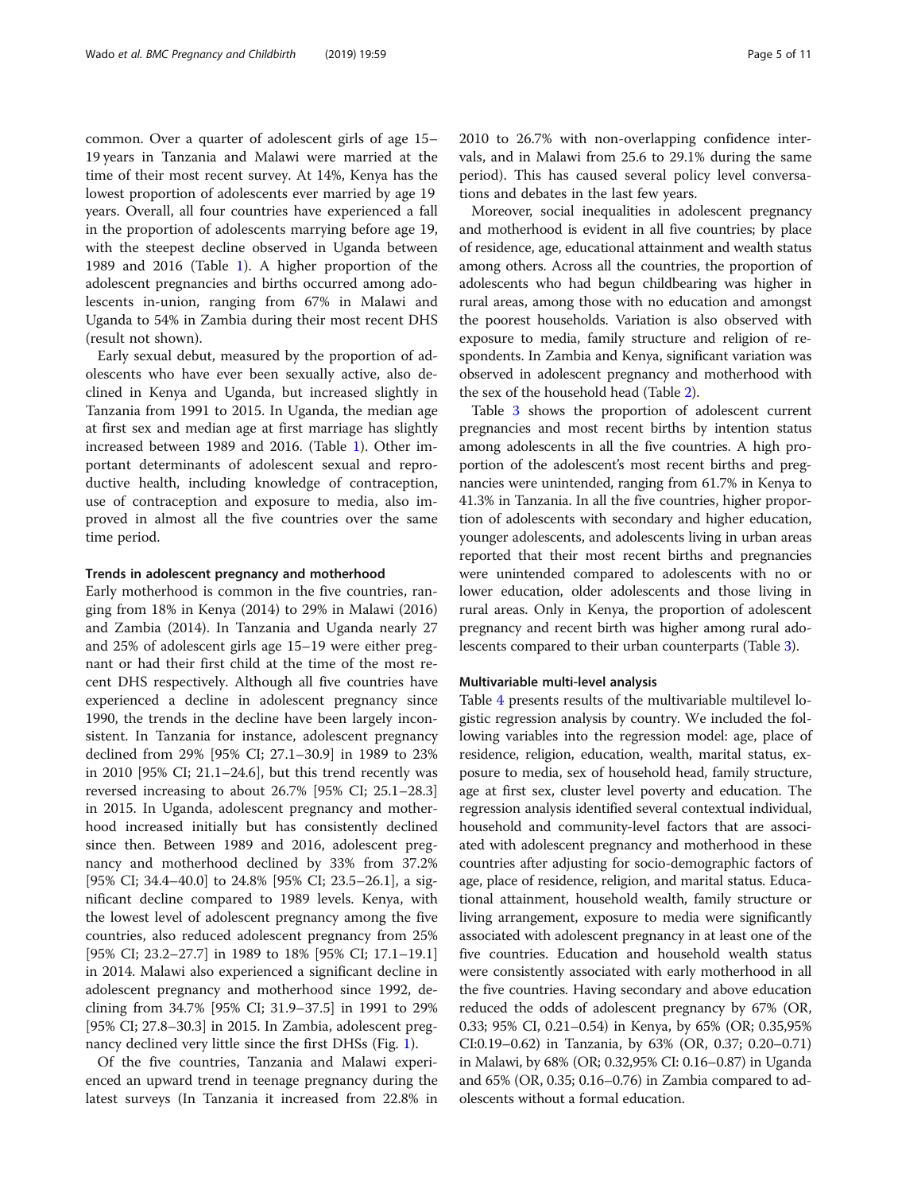common. Over a quarter of adolescent girls of age 15–19 years in Tanzania and Malawi were married at the time of their most recent survey. At 14%, Kenya has the lowest proportion of adolescents ever married by age 19 years. Overall, all four countries have experienced a fall in the proportion of adolescents marrying before age 19, with the steepest decline observed in Uganda between 1989 and 2016 (Table 1). A higher proportion of the adolescent pregnancies and births occurred among adolescents in-union, ranging from 67% in Malawi and Uganda to 54% in Zambia during their most recent DHS (result not shown).

Early sexual debut, measured by the proportion of adolescents who have ever been sexually active, also declined in Kenya and Uganda, but increased slightly in Tanzania from 1991 to 2015. In Uganda, the median age at first sex and median age at first marriage has slightly increased between 1989 and 2016. (Table 1). Other important determinants of adolescent sexual and reproductive health, including knowledge of contraception, use of contraception and exposure to media, also improved in almost all the five countries over the same time period.

### Trends in adolescent pregnancy and motherhood

Early motherhood is common in the five countries, ranging from 18% in Kenya (2014) to 29% in Malawi (2016) and Zambia (2014). In Tanzania and Uganda nearly 27 and 25% of adolescent girls age 15–19 were either pregnant or had their first child at the time of the most recent DHS respectively. Although all five countries have experienced a decline in adolescent pregnancy since 1990, the trends in the decline have been largely inconsistent. In Tanzania for instance, adolescent pregnancy declined from 29% [95% CI; 27.1–30.9] in 1989 to 23% in 2010 [95% CI; 21.1–24.6], but this trend recently was reversed increasing to about 26.7% [95% CI; 25.1–28.3] in 2015. In Uganda, adolescent pregnancy and motherhood increased initially but has consistently declined since then. Between 1989 and 2016, adolescent pregnancy and motherhood declined by 33% from 37.2% [95% CI; 34.4–40.0] to 24.8% [95% CI; 23.5–26.1], a significant decline compared to 1989 levels. Kenya, with the lowest level of adolescent pregnancy among the five countries, also reduced adolescent pregnancy from 25% [95% CI; 23.2–27.7] in 1989 to 18% [95% CI; 17.1–19.1] in 2014. Malawi also experienced a significant decline in adolescent pregnancy and motherhood since 1992, declining from 34.7% [95% CI; 31.9–37.5] in 1991 to 29% [95% CI; 27.8–30.3] in 2015. In Zambia, adolescent pregnancy declined very little since the first DHSs (Fig. 1).

Of the five countries, Tanzania and Malawi experienced an upward trend in teenage pregnancy during the latest surveys (In Tanzania it increased from 22.8% in 2010 to 26.7% with non-overlapping confidence intervals, and in Malawi from 25.6 to 29.1% during the same period). This has caused several policy level conversations and debates in the last few years.

Moreover, social inequalities in adolescent pregnancy and motherhood is evident in all five countries; by place of residence, age, educational attainment and wealth status among others. Across all the countries, the proportion of adolescents who had begun childbearing was higher in rural areas, among those with no education and amongst the poorest households. Variation is also observed with exposure to media, family structure and religion of respondents. In Zambia and Kenya, significant variation was observed in adolescent pregnancy and motherhood with the sex of the household head (Table 2).

Table 3 shows the proportion of adolescent current pregnancies and most recent births by intention status among adolescents in all the five countries. A high proportion of the adolescent's most recent births and pregnancies were unintended, ranging from 61.7% in Kenya to 41.3% in Tanzania. In all the five countries, higher proportion of adolescents with secondary and higher education, younger adolescents, and adolescents living in urban areas reported that their most recent births and pregnancies were unintended compared to adolescents with no or lower education, older adolescents and those living in rural areas. Only in Kenya, the proportion of adolescent pregnancy and recent birth was higher among rural adolescents compared to their urban counterparts (Table 3).

### Multivariable multi-level analysis

Table 4 presents results of the multivariable multilevel logistic regression analysis by country. We included the following variables into the regression model: age, place of residence, religion, education, wealth, marital status, exposure to media, sex of household head, family structure, age at first sex, cluster level poverty and education. The regression analysis identified several contextual individual, household and community-level factors that are associated with adolescent pregnancy and motherhood in these countries after adjusting for socio-demographic factors of age, place of residence, religion, and marital status. Educational attainment, household wealth, family structure or living arrangement, exposure to media were significantly associated with adolescent pregnancy in at least one of the five countries. Education and household wealth status were consistently associated with early motherhood in all the five countries. Having secondary and above education reduced the odds of adolescent pregnancy by 67% (OR, 0.33; 95% CI, 0.21–0.54) in Kenya, by 65% (OR; 0.35,95% CI:0.19–0.62) in Tanzania, by 63% (OR, 0.37; 0.20–0.71) in Malawi, by 68% (OR; 0.32,95% CI: 0.16–0.87) in Uganda and 65% (OR, 0.35; 0.16–0.76) in Zambia compared to adolescents without a formal education.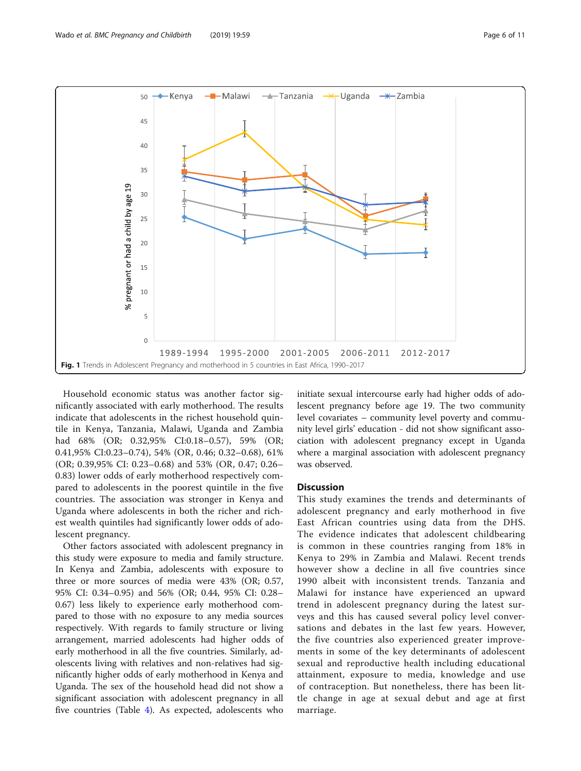**Fig. 1** Trends in Adolescent Pregnancy and motherhood in 5 countries in East Africa, 1990–2017

Household economic status was another factor significantly associated with early motherhood. The results indicate that adolescents in the richest household quintile in Kenya, Tanzania, Malawi, Uganda and Zambia had 68% (OR; 0.32,95% CI:0.18–0.57), 59% (OR; 0.41,95% CI:0.23–0.74), 54% (OR, 0.46; 0.32–0.68), 61% (OR; 0.39,95% CI: 0.23–0.68) and 53% (OR, 0.47; 0.26–0.83) lower odds of early motherhood respectively compared to adolescents in the poorest quintile in the five countries. The association was stronger in Kenya and Uganda where adolescents in both the richer and richest wealth quintiles had significantly lower odds of adolescent pregnancy.

Other factors associated with adolescent pregnancy in this study were exposure to media and family structure. In Kenya and Zambia, adolescents with exposure to three or more sources of media were 43% (OR; 0.57, 95% CI: 0.34–0.95) and 56% (OR; 0.44, 95% CI: 0.28–0.67) less likely to experience early motherhood compared to those with no exposure to any media sources respectively. With regards to family structure or living arrangement, married adolescents had higher odds of early motherhood in all the five countries. Similarly, adolescents living with relatives and non-relatives had significantly higher odds of early motherhood in Kenya and Uganda. The sex of the household head did not show a significant association with adolescent pregnancy in all five countries (Table 4). As expected, adolescents who initiate sexual intercourse early had higher odds of adolescent pregnancy before age 19. The two community level covariates – community level poverty and community level girls' education - did not show significant association with adolescent pregnancy except in Uganda where a marginal association with adolescent pregnancy was observed.

## Discussion

This study examines the trends and determinants of adolescent pregnancy and early motherhood in five East African countries using data from the DHS. The evidence indicates that adolescent childbearing is common in these countries ranging from 18% in Kenya to 29% in Zambia and Malawi. Recent trends however show a decline in all five countries since 1990 albeit with inconsistent trends. Tanzania and Malawi for instance have experienced an upward trend in adolescent pregnancy during the latest surveys and this has caused several policy level conversations and debates in the last few years. However, the five countries also experienced greater improvements in some of the key determinants of adolescent sexual and reproductive health including educational attainment, exposure to media, knowledge and use of contraception. But nonetheless, there has been little change in age at sexual debut and age at first marriage.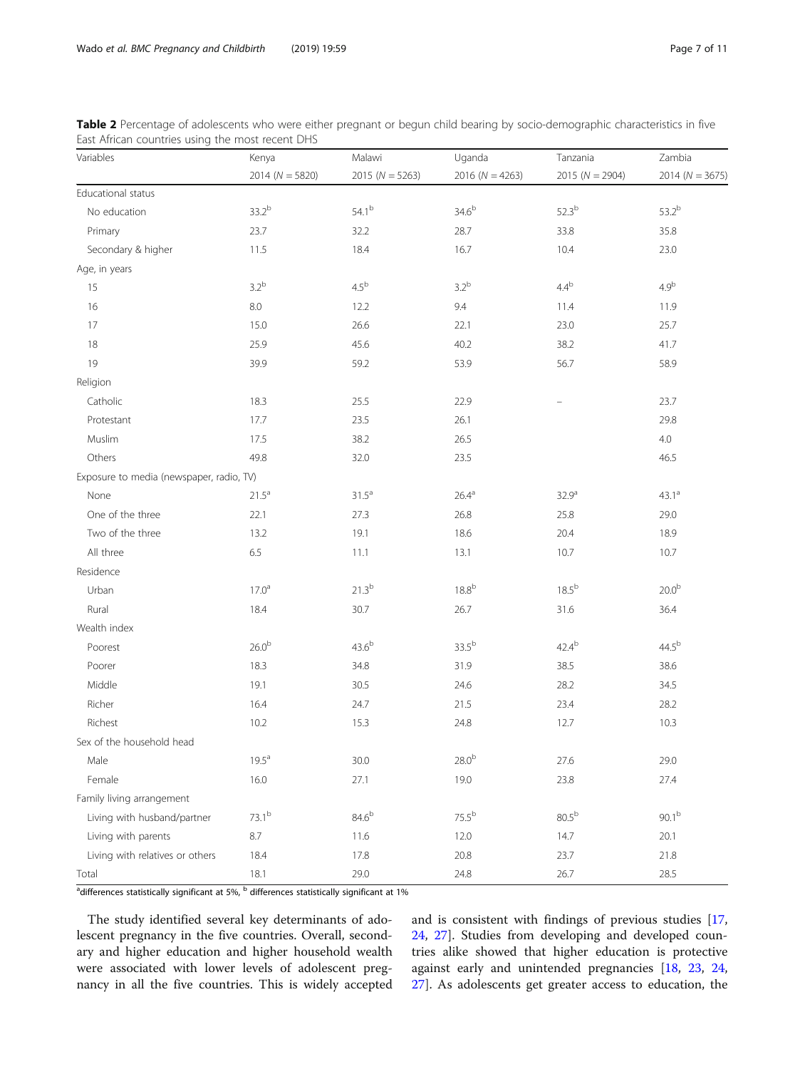**Table 2** Percentage of adolescents who were either pregnant or begun child bearing by socio-demographic characteristics in five East African countries using the most recent DHS

| Variables | Kenya | Malawi | Uganda | Tanzania | Zambia |
|---|---|---|---|---|---|
| | 2014 (N = 5820) | 2015 (N = 5263) | 2016 (N = 4263) | 2015 (N = 2904) | 2014 (N = 3675) |
| Educational status | | | | | |
| No education | 33.2[b] | 54.1[b] | 34.6[b] | 52.3[b] | 53.2[b] |
| Primary | 23.7 | 32.2 | 28.7 | 33.8 | 35.8 |
| Secondary & higher | 11.5 | 18.4 | 16.7 | 10.4 | 23.0 |
| Age, in years | | | | | |
| 15 | 3.2[b] | 4.5[b] | 3.2[b] | 4.4[b] | 4.9[b] |
| 16 | 8.0 | 12.2 | 9.4 | 11.4 | 11.9 |
| 17 | 15.0 | 26.6 | 22.1 | 23.0 | 25.7 |
| 18 | 25.9 | 45.6 | 40.2 | 38.2 | 41.7 |
| 19 | 39.9 | 59.2 | 53.9 | 56.7 | 58.9 |
| Religion | | | | | |
| Catholic | 18.3 | 25.5 | 22.9 | – | 23.7 |
| Protestant | 17.7 | 23.5 | 26.1 | | 29.8 |
| Muslim | 17.5 | 38.2 | 26.5 | | 4.0 |
| Others | 49.8 | 32.0 | 23.5 | | 46.5 |
| Exposure to media (newspaper, radio, TV) | | | | | |
| None | 21.5[a] | 31.5[a] | 26.4[a] | 32.9[a] | 43.1[a] |
| One of the three | 22.1 | 27.3 | 26.8 | 25.8 | 29.0 |
| Two of the three | 13.2 | 19.1 | 18.6 | 20.4 | 18.9 |
| All three | 6.5 | 11.1 | 13.1 | 10.7 | 10.7 |
| Residence | | | | | |
| Urban | 17.0[a] | 21.3[b] | 18.8[b] | 18.5[b] | 20.0[b] |
| Rural | 18.4 | 30.7 | 26.7 | 31.6 | 36.4 |
| Wealth index | | | | | |
| Poorest | 26.0[b] | 43.6[b] | 33.5[b] | 42.4[b] | 44.5[b] |
| Poorer | 18.3 | 34.8 | 31.9 | 38.5 | 38.6 |
| Middle | 19.1 | 30.5 | 24.6 | 28.2 | 34.5 |
| Richer | 16.4 | 24.7 | 21.5 | 23.4 | 28.2 |
| Richest | 10.2 | 15.3 | 24.8 | 12.7 | 10.3 |
| Sex of the household head | | | | | |
| Male | 19.5[a] | 30.0 | 28.0[b] | 27.6 | 29.0 |
| Female | 16.0 | 27.1 | 19.0 | 23.8 | 27.4 |
| Family living arrangement | | | | | |
| Living with husband/partner | 73.1[b] | 84.6[b] | 75.5[b] | 80.5[b] | 90.1[b] |
| Living with parents | 8.7 | 11.6 | 12.0 | 14.7 | 20.1 |
| Living with relatives or others | 18.4 | 17.8 | 20.8 | 23.7 | 21.8 |
| Total | 18.1 | 29.0 | 24.8 | 26.7 | 28.5 |

[a]differences statistically significant at 5%, [b] differences statistically significant at 1%

The study identified several key determinants of adolescent pregnancy in the five countries. Overall, secondary and higher education and higher household wealth were associated with lower levels of adolescent pregnancy in all the five countries. This is widely accepted and is consistent with findings of previous studies [17, 24, 27]. Studies from developing and developed countries alike showed that higher education is protective against early and unintended pregnancies [18, 23, 24, 27]. As adolescents get greater access to education, the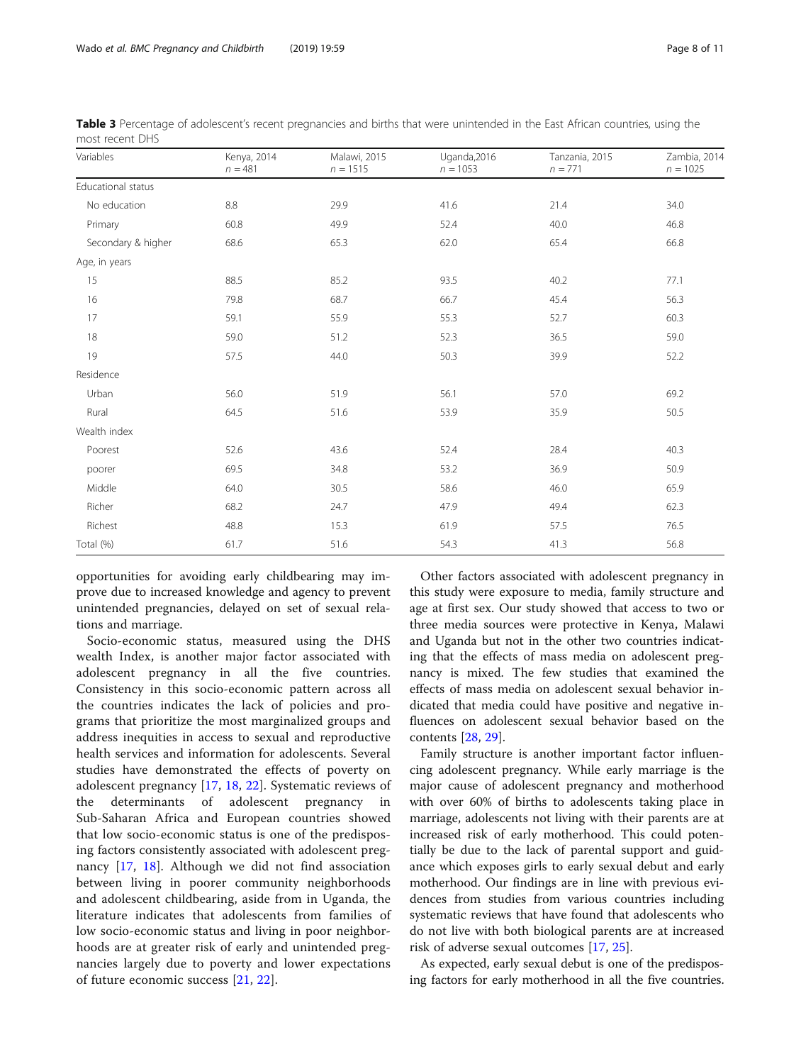**Table 3** Percentage of adolescent's recent pregnancies and births that were unintended in the East African countries, using the most recent DHS

| Variables | Kenya, 2014 $n = 481$ | Malawi, 2015 $n = 1515$ | Uganda,2016 $n = 1053$ | Tanzania, 2015 $n = 771$ | Zambia, 2014 $n = 1025$ |
|---|---|---|---|---|---|
| Educational status | | | | | |
| No education | 8.8 | 29.9 | 41.6 | 21.4 | 34.0 |
| Primary | 60.8 | 49.9 | 52.4 | 40.0 | 46.8 |
| Secondary & higher | 68.6 | 65.3 | 62.0 | 65.4 | 66.8 |
| Age, in years | | | | | |
| 15 | 88.5 | 85.2 | 93.5 | 40.2 | 77.1 |
| 16 | 79.8 | 68.7 | 66.7 | 45.4 | 56.3 |
| 17 | 59.1 | 55.9 | 55.3 | 52.7 | 60.3 |
| 18 | 59.0 | 51.2 | 52.3 | 36.5 | 59.0 |
| 19 | 57.5 | 44.0 | 50.3 | 39.9 | 52.2 |
| Residence | | | | | |
| Urban | 56.0 | 51.9 | 56.1 | 57.0 | 69.2 |
| Rural | 64.5 | 51.6 | 53.9 | 35.9 | 50.5 |
| Wealth index | | | | | |
| Poorest | 52.6 | 43.6 | 52.4 | 28.4 | 40.3 |
| poorer | 69.5 | 34.8 | 53.2 | 36.9 | 50.9 |
| Middle | 64.0 | 30.5 | 58.6 | 46.0 | 65.9 |
| Richer | 68.2 | 24.7 | 47.9 | 49.4 | 62.3 |
| Richest | 48.8 | 15.3 | 61.9 | 57.5 | 76.5 |
| Total (%) | 61.7 | 51.6 | 54.3 | 41.3 | 56.8 |

opportunities for avoiding early childbearing may improve due to increased knowledge and agency to prevent unintended pregnancies, delayed on set of sexual relations and marriage.

Socio-economic status, measured using the DHS wealth Index, is another major factor associated with adolescent pregnancy in all the five countries. Consistency in this socio-economic pattern across all the countries indicates the lack of policies and programs that prioritize the most marginalized groups and address inequities in access to sexual and reproductive health services and information for adolescents. Several studies have demonstrated the effects of poverty on adolescent pregnancy [17, 18, 22]. Systematic reviews of the determinants of adolescent pregnancy in Sub-Saharan Africa and European countries showed that low socio-economic status is one of the predisposing factors consistently associated with adolescent pregnancy [17, 18]. Although we did not find association between living in poorer community neighborhoods and adolescent childbearing, aside from in Uganda, the literature indicates that adolescents from families of low socio-economic status and living in poor neighborhoods are at greater risk of early and unintended pregnancies largely due to poverty and lower expectations of future economic success [21, 22].

Other factors associated with adolescent pregnancy in this study were exposure to media, family structure and age at first sex. Our study showed that access to two or three media sources were protective in Kenya, Malawi and Uganda but not in the other two countries indicating that the effects of mass media on adolescent pregnancy is mixed. The few studies that examined the effects of mass media on adolescent sexual behavior indicated that media could have positive and negative influences on adolescent sexual behavior based on the contents [28, 29].

Family structure is another important factor influencing adolescent pregnancy. While early marriage is the major cause of adolescent pregnancy and motherhood with over 60% of births to adolescents taking place in marriage, adolescents not living with their parents are at increased risk of early motherhood. This could potentially be due to the lack of parental support and guidance which exposes girls to early sexual debut and early motherhood. Our findings are in line with previous evidences from studies from various countries including systematic reviews that have found that adolescents who do not live with both biological parents are at increased risk of adverse sexual outcomes [17, 25].

As expected, early sexual debut is one of the predisposing factors for early motherhood in all the five countries.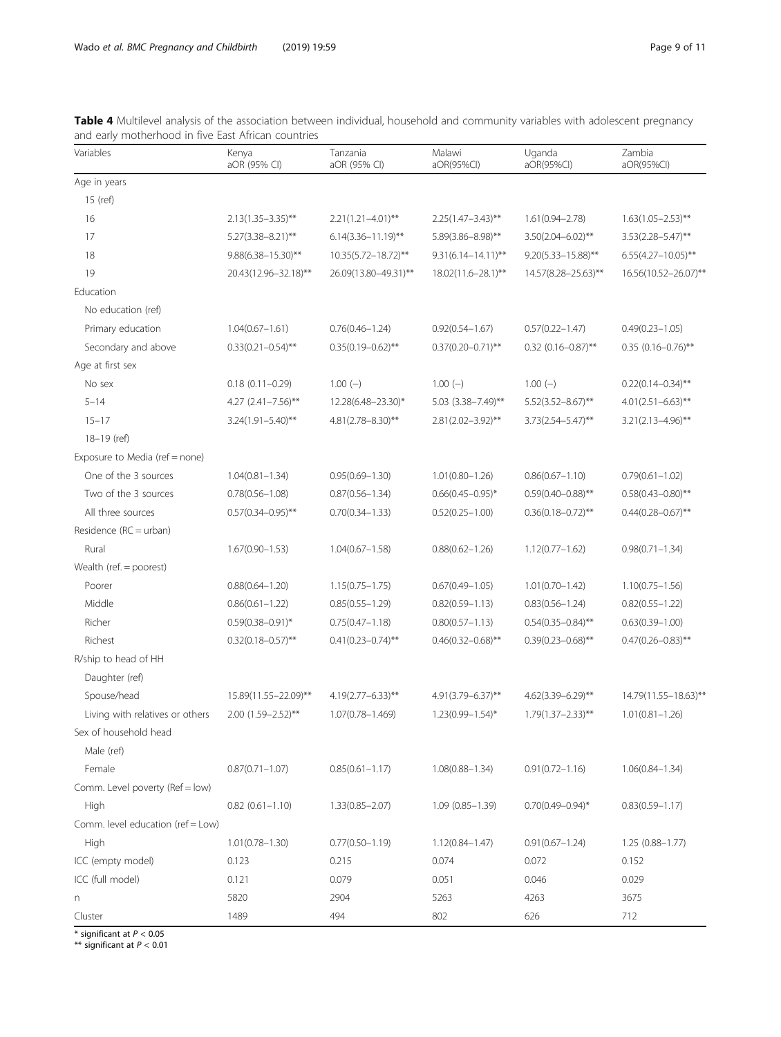**Table 4** Multilevel analysis of the association between individual, household and community variables with adolescent pregnancy and early motherhood in five East African countries

| Variables | Kenya aOR (95% CI) | Tanzania aOR (95% CI) | Malawi aOR(95%CI) | Uganda aOR(95%CI) | Zambia aOR(95%CI) |
|---|---|---|---|---|---|
| Age in years | | | | | |
| 15 (ref) | | | | | |
| 16 | 2.13(1.35–3.35)** | 2.21(1.21–4.01)** | 2.25(1.47–3.43)** | 1.61(0.94–2.78) | 1.63(1.05–2.53)** |
| 17 | 5.27(3.38–8.21)** | 6.14(3.36–11.19)** | 5.89(3.86–8.98)** | 3.50(2.04–6.02)** | 3.53(2.28–5.47)** |
| 18 | 9.88(6.38–15.30)** | 10.35(5.72–18.72)** | 9.31(6.14–14.11)** | 9.20(5.33–15.88)** | 6.55(4.27–10.05)** |
| 19 | 20.43(12.96–32.18)** | 26.09(13.80–49.31)** | 18.02(11.6–28.1)** | 14.57(8.28–25.63)** | 16.56(10.52–26.07)** |
| Education | | | | | |
| No education (ref) | | | | | |
| Primary education | 1.04(0.67–1.61) | 0.76(0.46–1.24) | 0.92(0.54–1.67) | 0.57(0.22–1.47) | 0.49(0.23–1.05) |
| Secondary and above | 0.33(0.21–0.54)** | 0.35(0.19–0.62)** | 0.37(0.20–0.71)** | 0.32 (0.16–0.87)** | 0.35 (0.16–0.76)** |
| Age at first sex | | | | | |
| No sex | 0.18 (0.11–0.29) | 1.00 (–) | 1.00 (–) | 1.00 (–) | 0.22(0.14–0.34)** |
| 5–14 | 4.27 (2.41–7.56)** | 12.28(6.48–23.30)* | 5.03 (3.38–7.49)** | 5.52(3.52–8.67)** | 4.01(2.51–6.63)** |
| 15–17 | 3.24(1.91–5.40)** | 4.81(2.78–8.30)** | 2.81(2.02–3.92)** | 3.73(2.54–5.47)** | 3.21(2.13–4.96)** |
| 18–19 (ref) | | | | | |
| Exposure to Media (ref = none) | | | | | |
| One of the 3 sources | 1.04(0.81–1.34) | 0.95(0.69–1.30) | 1.01(0.80–1.26) | 0.86(0.67–1.10) | 0.79(0.61–1.02) |
| Two of the 3 sources | 0.78(0.56–1.08) | 0.87(0.56–1.34) | 0.66(0.45–0.95)* | 0.59(0.40–0.88)** | 0.58(0.43–0.80)** |
| All three sources | 0.57(0.34–0.95)** | 0.70(0.34–1.33) | 0.52(0.25–1.00) | 0.36(0.18–0.72)** | 0.44(0.28–0.67)** |
| Residence (RC = urban) | | | | | |
| Rural | 1.67(0.90–1.53) | 1.04(0.67–1.58) | 0.88(0.62–1.26) | 1.12(0.77–1.62) | 0.98(0.71–1.34) |
| Wealth (ref. = poorest) | | | | | |
| Poorer | 0.88(0.64–1.20) | 1.15(0.75–1.75) | 0.67(0.49–1.05) | 1.01(0.70–1.42) | 1.10(0.75–1.56) |
| Middle | 0.86(0.61–1.22) | 0.85(0.55–1.29) | 0.82(0.59–1.13) | 0.83(0.56–1.24) | 0.82(0.55–1.22) |
| Richer | 0.59(0.38–0.91)* | 0.75(0.47–1.18) | 0.80(0.57–1.13) | 0.54(0.35–0.84)** | 0.63(0.39–1.00) |
| Richest | 0.32(0.18–0.57)** | 0.41(0.23–0.74)** | 0.46(0.32–0.68)** | 0.39(0.23–0.68)** | 0.47(0.26–0.83)** |
| R/ship to head of HH | | | | | |
| Daughter (ref) | | | | | |
| Spouse/head | 15.89(11.55–22.09)** | 4.19(2.77–6.33)** | 4.91(3.79–6.37)** | 4.62(3.39–6.29)** | 14.79(11.55–18.63)** |
| Living with relatives or others | 2.00 (1.59–2.52)** | 1.07(0.78–1.469) | 1.23(0.99–1.54)* | 1.79(1.37–2.33)** | 1.01(0.81–1.26) |
| Sex of household head | | | | | |
| Male (ref) | | | | | |
| Female | 0.87(0.71–1.07) | 0.85(0.61–1.17) | 1.08(0.88–1.34) | 0.91(0.72–1.16) | 1.06(0.84–1.34) |
| Comm. Level poverty (Ref = low) | | | | | |
| High | 0.82 (0.61–1.10) | 1.33(0.85–2.07) | 1.09 (0.85–1.39) | 0.70(0.49–0.94)* | 0.83(0.59–1.17) |
| Comm. level education (ref = Low) | | | | | |
| High | 1.01(0.78–1.30) | 0.77(0.50–1.19) | 1.12(0.84–1.47) | 0.91(0.67–1.24) | 1.25 (0.88–1.77) |
| ICC (empty model) | 0.123 | 0.215 | 0.074 | 0.072 | 0.152 |
| ICC (full model) | 0.121 | 0.079 | 0.051 | 0.046 | 0.029 |
| n | 5820 | 2904 | 5263 | 4263 | 3675 |
| Cluster | 1489 | 494 | 802 | 626 | 712 |

* significant at $P < 0.05$

** significant at $P < 0.01$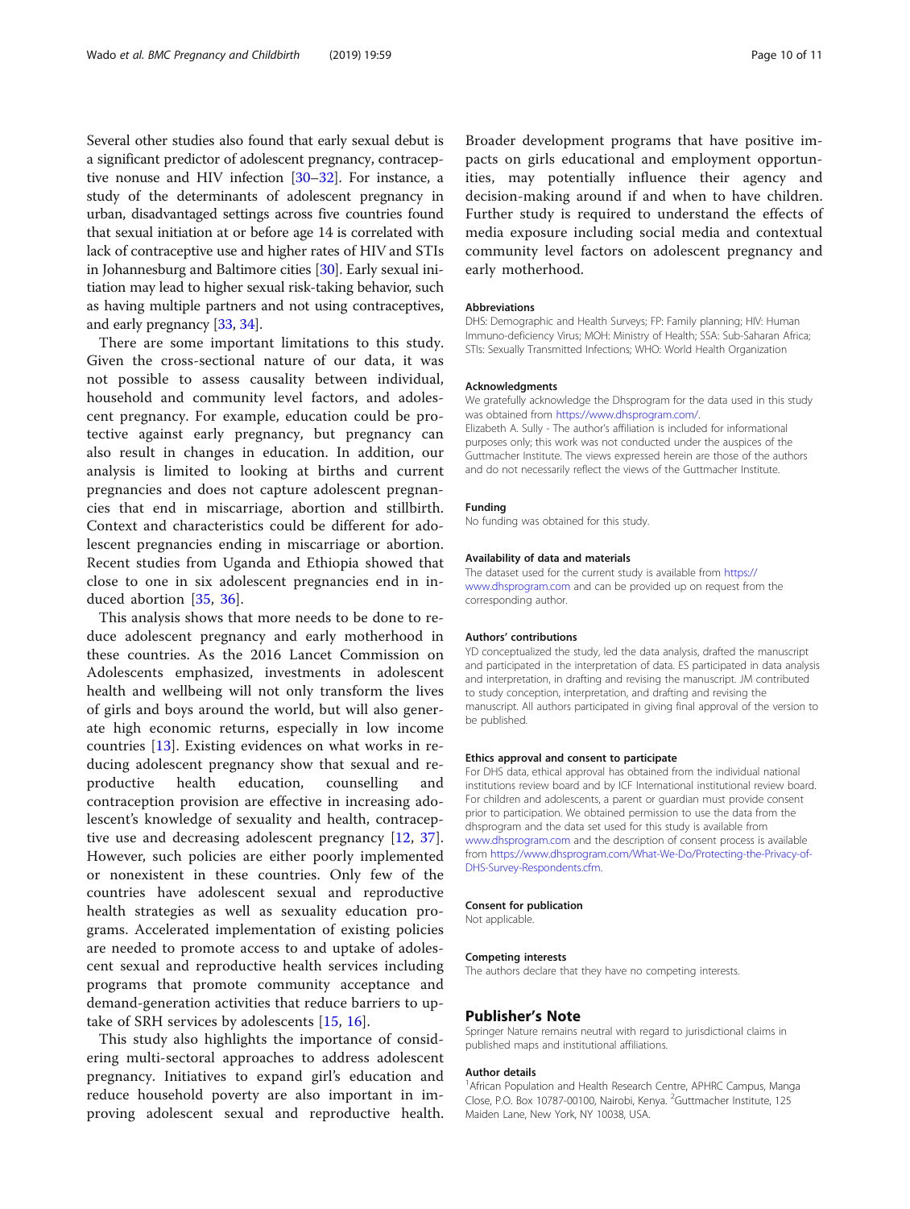Several other studies also found that early sexual debut is a significant predictor of adolescent pregnancy, contraceptive nonuse and HIV infection [30–32]. For instance, a study of the determinants of adolescent pregnancy in urban, disadvantaged settings across five countries found that sexual initiation at or before age 14 is correlated with lack of contraceptive use and higher rates of HIV and STIs in Johannesburg and Baltimore cities [30]. Early sexual initiation may lead to higher sexual risk-taking behavior, such as having multiple partners and not using contraceptives, and early pregnancy [33, 34].

There are some important limitations to this study. Given the cross-sectional nature of our data, it was not possible to assess causality between individual, household and community level factors, and adolescent pregnancy. For example, education could be protective against early pregnancy, but pregnancy can also result in changes in education. In addition, our analysis is limited to looking at births and current pregnancies and does not capture adolescent pregnancies that end in miscarriage, abortion and stillbirth. Context and characteristics could be different for adolescent pregnancies ending in miscarriage or abortion. Recent studies from Uganda and Ethiopia showed that close to one in six adolescent pregnancies end in induced abortion [35, 36].

This analysis shows that more needs to be done to reduce adolescent pregnancy and early motherhood in these countries. As the 2016 Lancet Commission on Adolescents emphasized, investments in adolescent health and wellbeing will not only transform the lives of girls and boys around the world, but will also generate high economic returns, especially in low income countries [13]. Existing evidences on what works in reducing adolescent pregnancy show that sexual and reproductive health education, counselling and contraception provision are effective in increasing adolescent's knowledge of sexuality and health, contraceptive use and decreasing adolescent pregnancy [12, 37]. However, such policies are either poorly implemented or nonexistent in these countries. Only few of the countries have adolescent sexual and reproductive health strategies as well as sexuality education programs. Accelerated implementation of existing policies are needed to promote access to and uptake of adolescent sexual and reproductive health services including programs that promote community acceptance and demand-generation activities that reduce barriers to uptake of SRH services by adolescents [15, 16].

This study also highlights the importance of considering multi-sectoral approaches to address adolescent pregnancy. Initiatives to expand girl's education and reduce household poverty are also important in improving adolescent sexual and reproductive health. Broader development programs that have positive impacts on girls educational and employment opportunities, may potentially influence their agency and decision-making around if and when to have children. Further study is required to understand the effects of media exposure including social media and contextual community level factors on adolescent pregnancy and early motherhood.

#### Abbreviations

DHS: Demographic and Health Surveys; FP: Family planning; HIV: Human Immuno-deficiency Virus; MOH: Ministry of Health; SSA: Sub-Saharan Africa; STIs: Sexually Transmitted Infections; WHO: World Health Organization

#### Acknowledgments

We gratefully acknowledge the Dhsprogram for the data used in this study was obtained from https://www.dhsprogram.com/.

Elizabeth A. Sully - The author's affiliation is included for informational purposes only; this work was not conducted under the auspices of the Guttmacher Institute. The views expressed herein are those of the authors and do not necessarily reflect the views of the Guttmacher Institute.

#### Funding

No funding was obtained for this study.

#### Availability of data and materials

The dataset used for the current study is available from https://www.dhsprogram.com and can be provided up on request from the corresponding author.

#### Authors' contributions

YD conceptualized the study, led the data analysis, drafted the manuscript and participated in the interpretation of data. ES participated in data analysis and interpretation, in drafting and revising the manuscript. JM contributed to study conception, interpretation, and drafting and revising the manuscript. All authors participated in giving final approval of the version to be published.

#### Ethics approval and consent to participate

For DHS data, ethical approval has obtained from the individual national institutions review board and by ICF International institutional review board. For children and adolescents, a parent or guardian must provide consent prior to participation. We obtained permission to use the data from the dhsprogram and the data set used for this study is available from www.dhsprogram.com and the description of consent process is available from https://www.dhsprogram.com/What-We-Do/Protecting-the-Privacy-of-DHS-Survey-Respondents.cfm.

#### Consent for publication

Not applicable.

#### Competing interests

The authors declare that they have no competing interests.

## Publisher's Note

Springer Nature remains neutral with regard to jurisdictional claims in published maps and institutional affiliations.

#### Author details

[1]African Population and Health Research Centre, APHRC Campus, Manga Close, P.O. Box 10787-00100, Nairobi, Kenya. [2]Guttmacher Institute, 125 Maiden Lane, New York, NY 10038, USA.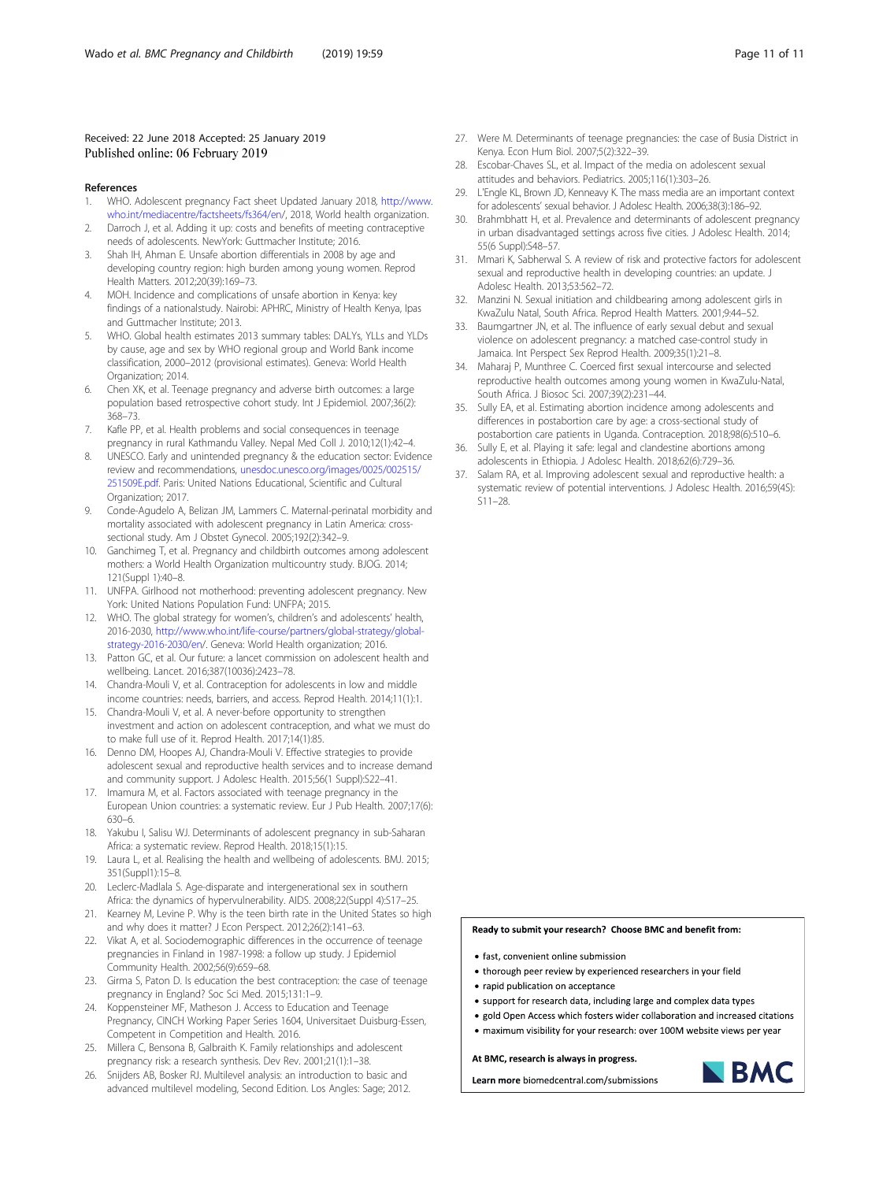Received: 22 June 2018 Accepted: 25 January 2019
Published online: 06 February 2019

## References

1. WHO. Adolescent pregnancy Fact sheet Updated January 2018, http://www.who.int/mediacentre/factsheets/fs364/en/, 2018, World health organization.
2. Darroch J, et al. Adding it up: costs and benefits of meeting contraceptive needs of adolescents. NewYork: Guttmacher Institute; 2016.
3. Shah IH, Ahman E. Unsafe abortion differentials in 2008 by age and developing country region: high burden among young women. Reprod Health Matters. 2012;20(39):169–73.
4. MOH. Incidence and complications of unsafe abortion in Kenya: key findings of a nationalstudy. Nairobi: APHRC, Ministry of Health Kenya, Ipas and Guttmacher Institute; 2013.
5. WHO. Global health estimates 2013 summary tables: DALYs, YLLs and YLDs by cause, age and sex by WHO regional group and World Bank income classification, 2000–2012 (provisional estimates). Geneva: World Health Organization; 2014.
6. Chen XK, et al. Teenage pregnancy and adverse birth outcomes: a large population based retrospective cohort study. Int J Epidemiol. 2007;36(2):368–73.
7. Kafle PP, et al. Health problems and social consequences in teenage pregnancy in rural Kathmandu Valley. Nepal Med Coll J. 2010;12(1):42–4.
8. UNESCO. Early and unintended pregnancy & the education sector: Evidence review and recommendations, unesdoc.unesco.org/images/0025/002515/251509E.pdf. Paris: United Nations Educational, Scientific and Cultural Organization; 2017.
9. Conde-Agudelo A, Belizan JM, Lammers C. Maternal-perinatal morbidity and mortality associated with adolescent pregnancy in Latin America: cross-sectional study. Am J Obstet Gynecol. 2005;192(2):342–9.
10. Ganchimeg T, et al. Pregnancy and childbirth outcomes among adolescent mothers: a World Health Organization multicountry study. BJOG. 2014;121(Suppl 1):40–8.
11. UNFPA. Girlhood not motherhood: preventing adolescent pregnancy. New York: United Nations Population Fund: UNFPA; 2015.
12. WHO. The global strategy for women's, children's and adolescents' health, 2016-2030, http://www.who.int/life-course/partners/global-strategy/global-strategy-2016-2030/en/. Geneva: World Health organization; 2016.
13. Patton GC, et al. Our future: a lancet commission on adolescent health and wellbeing. Lancet. 2016;387(10036):2423–78.
14. Chandra-Mouli V, et al. Contraception for adolescents in low and middle income countries: needs, barriers, and access. Reprod Health. 2014;11(1):1.
15. Chandra-Mouli V, et al. A never-before opportunity to strengthen investment and action on adolescent contraception, and what we must do to make full use of it. Reprod Health. 2017;14(1):85.
16. Denno DM, Hoopes AJ, Chandra-Mouli V. Effective strategies to provide adolescent sexual and reproductive health services and to increase demand and community support. J Adolesc Health. 2015;56(1 Suppl):S22–41.
17. Imamura M, et al. Factors associated with teenage pregnancy in the European Union countries: a systematic review. Eur J Pub Health. 2007;17(6):630–6.
18. Yakubu I, Salisu WJ. Determinants of adolescent pregnancy in sub-Saharan Africa: a systematic review. Reprod Health. 2018;15(1):15.
19. Laura L, et al. Realising the health and wellbeing of adolescents. BMJ. 2015;351(Suppl1):15–8.
20. Leclerc-Madlala S. Age-disparate and intergenerational sex in southern Africa: the dynamics of hypervulnerability. AIDS. 2008;22(Suppl 4):S17–25.
21. Kearney M, Levine P. Why is the teen birth rate in the United States so high and why does it matter? J Econ Perspect. 2012;26(2):141–63.
22. Vikat A, et al. Sociodemographic differences in the occurrence of teenage pregnancies in Finland in 1987-1998: a follow up study. J Epidemiol Community Health. 2002;56(9):659–68.
23. Girma S, Paton D. Is education the best contraception: the case of teenage pregnancy in England? Soc Sci Med. 2015;131:1–9.
24. Koppensteiner MF, Matheson J. Access to Education and Teenage Pregnancy, CINCH Working Paper Series 1604, Universitaet Duisburg-Essen, Competent in Competition and Health. 2016.
25. Millera C, Bensona B, Galbraith K. Family relationships and adolescent pregnancy risk: a research synthesis. Dev Rev. 2001;21(1):1–38.
26. Snijders AB, Bosker RJ. Multilevel analysis: an introduction to basic and advanced multilevel modeling, Second Edition. Los Angles: Sage; 2012.
27. Were M. Determinants of teenage pregnancies: the case of Busia District in Kenya. Econ Hum Biol. 2007;5(2):322–39.
28. Escobar-Chaves SL, et al. Impact of the media on adolescent sexual attitudes and behaviors. Pediatrics. 2005;116(1):303–26.
29. L'Engle KL, Brown JD, Kenneavy K. The mass media are an important context for adolescents' sexual behavior. J Adolesc Health. 2006;38(3):186–92.
30. Brahmbhatt H, et al. Prevalence and determinants of adolescent pregnancy in urban disadvantaged settings across five cities. J Adolesc Health. 2014;55(6 Suppl):S48–57.
31. Mmari K, Sabherwal S. A review of risk and protective factors for adolescent sexual and reproductive health in developing countries: an update. J Adolesc Health. 2013;53:562–72.
32. Manzini N. Sexual initiation and childbearing among adolescent girls in KwaZulu Natal, South Africa. Reprod Health Matters. 2001;9:44–52.
33. Baumgartner JN, et al. The influence of early sexual debut and sexual violence on adolescent pregnancy: a matched case-control study in Jamaica. Int Perspect Sex Reprod Health. 2009;35(1):21–8.
34. Maharaj P, Munthree C. Coerced first sexual intercourse and selected reproductive health outcomes among young women in KwaZulu-Natal, South Africa. J Biosoc Sci. 2007;39(2):231–44.
35. Sully EA, et al. Estimating abortion incidence among adolescents and differences in postabortion care by age: a cross-sectional study of postabortion care patients in Uganda. Contraception. 2018;98(6):510–6.
36. Sully E, et al. Playing it safe: legal and clandestine abortions among adolescents in Ethiopia. J Adolesc Health. 2018;62(6):729–36.
37. Salam RA, et al. Improving adolescent sexual and reproductive health: a systematic review of potential interventions. J Adolesc Health. 2016;59(4S):S11–28.